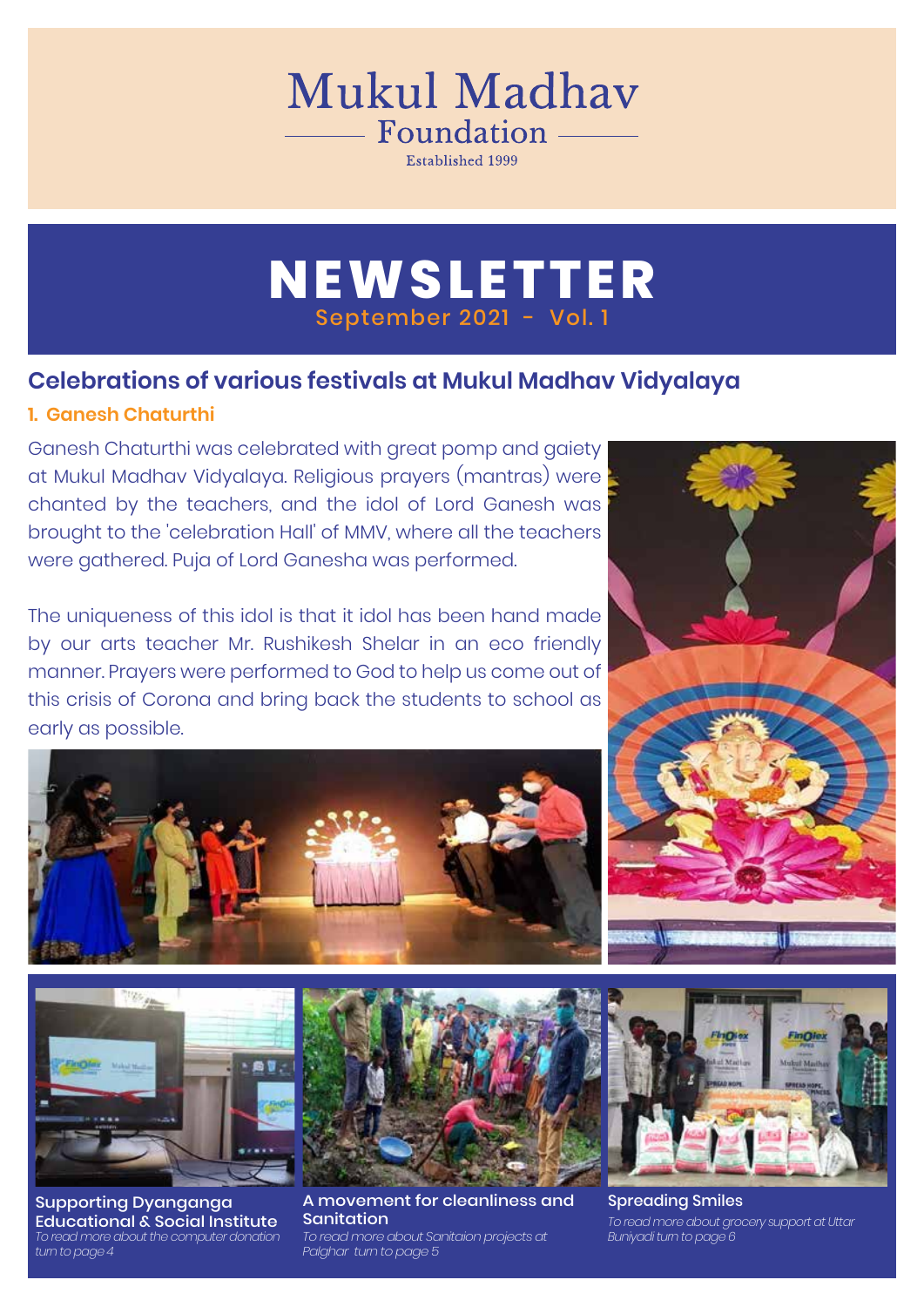# Mukul Madhav Foundation

Established 1999

# NEWSLETTER

September 2021 - Vol. 1

## Celebrations of various festivals at Mukul Madhav Vidyalaya

### 1. Ganesh Chaturthi

Ganesh Chaturthi was celebrated with great pomp and gaiety at Mukul Madhav Vidyalaya. Religious prayers (mantras) were chanted by the teachers, and the idol of Lord Ganesh was brought to the 'celebration Hall' of MMV, where all the teachers were gathered. Puja of Lord Ganesha was performed.

The uniqueness of this idol is that it idol has been hand made by our arts teacher Mr. Rushikesh Shelar in an eco friendly manner. Prayers were performed to God to help us come out of this crisis of Corona and bring back the students to school as early as possible.

**Supporting Dyanganga Educational & Social Institute**

*To read more about the computer donation turn to page 4*

**A movement for cleanliness and Sanitation**

*To read more about Sanitaion projects at Palghar turn to page 5*

**Spreading Smiles**

*To read more about grocery support at Uttar Buniyadi turn to page 6*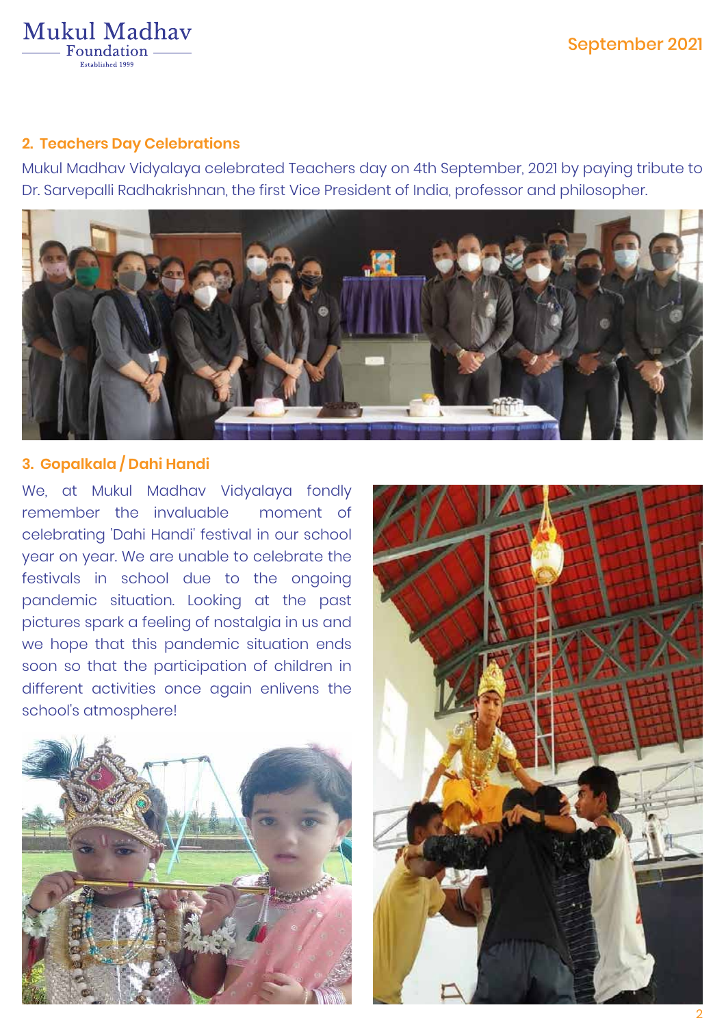## 2. Teachers Day Celebrations

Mukul Madhav Vidyalaya celebrated Teachers day on 4th September, 2021 by paying tribute to Dr. Sarvepalli Radhakrishnan, the first Vice President of India, professor and philosopher.

## 3. Gopalkala / Dahi Handi

We, at Mukul Madhav Vidyalaya fondly remember the invaluable moment of celebrating 'Dahi Handi' festival in our school year on year. We are unable to celebrate the festivals in school due to the ongoing pandemic situation. Looking at the past pictures spark a feeling of nostalgia in us and we hope that this pandemic situation ends soon so that the participation of children in different activities once again enlivens the school's atmosphere!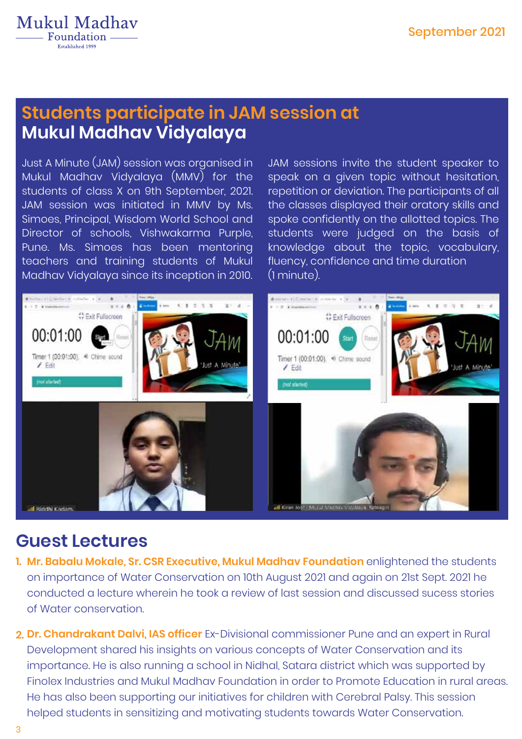## Students participate in JAM session at Mukul Madhav Vidyalaya

Just A Minute (JAM) session was organised in Mukul Madhav Vidyalaya (MMV) for the students of class X on 9th September, 2021. JAM session was initiated in MMV by Ms. Simoes, Principal, Wisdom World School and Director of schools, Vishwakarma Purple, Pune. Ms. Simoes has been mentoring teachers and training students of Mukul Madhav Vidyalaya since its inception in 2010.

JAM sessions invite the student speaker to speak on a given topic without hesitation, repetition or deviation. The participants of all the classes displayed their oratory skills and spoke confidently on the allotted topics. The students were judged on the basis of knowledge about the topic, vocabulary, fluency, confidence and time duration (1 minute).

## Guest Lectures

1. **Mr. Babalu Mokale, Sr. CSR Executive, Mukul Madhav Foundation** enlightened the students on importance of Water Conservation on 10th August 2021 and again on 21st Sept. 2021 he conducted a lecture wherein he took a review of last session and discussed sucess stories of Water conservation.

2. **Dr. Chandrakant Dalvi, IAS officer** Ex-Divisional commissioner Pune and an expert in Rural Development shared his insights on various concepts of Water Conservation and its importance. He is also running a school in Nidhal, Satara district which was supported by Finolex Industries and Mukul Madhav Foundation in order to Promote Education in rural areas. He has also been supporting our initiatives for children with Cerebral Palsy. This session helped students in sensitizing and motivating students towards Water Conservation.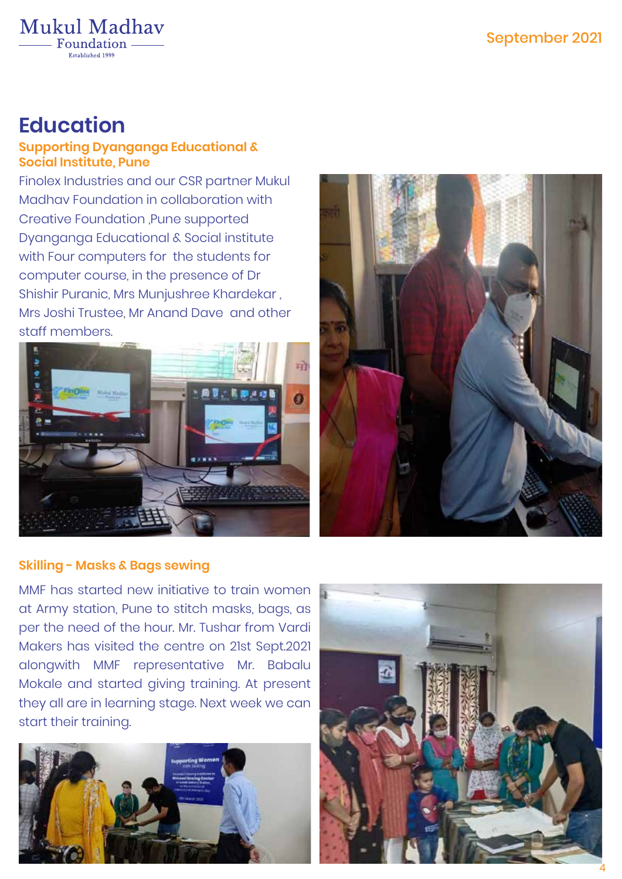# Education

## Supporting Dyanganga Educational & Social Institute, Pune

Finolex Industries and our CSR partner Mukul Madhav Foundation in collaboration with Creative Foundation ,Pune supported Dyanganga Educational & Social institute with Four computers for the students for computer course, in the presence of Dr Shishir Puranic, Mrs Munjushree Khardekar , Mrs Joshi Trustee, Mr Anand Dave and other staff members.

## Skilling - Masks & Bags sewing

MMF has started new initiative to train women at Army station, Pune to stitch masks, bags, as per the need of the hour. Mr. Tushar from Vardi Makers has visited the centre on 21st Sept.2021 alongwith MMF representative Mr. Babalu Mokale and started giving training. At present they all are in learning stage. Next week we can start their training.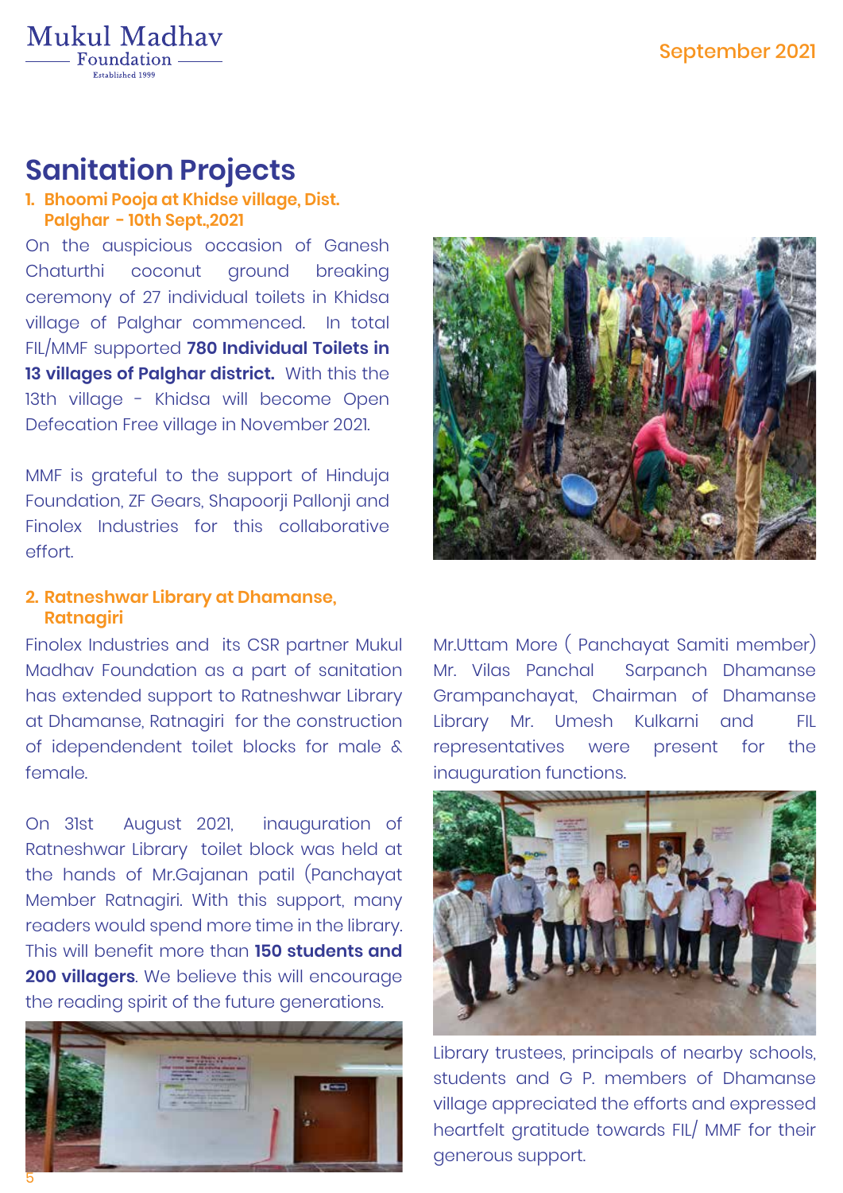## Sanitation Projects

### 1. Bhoomi Pooja at Khidse village, Dist. Palghar - 10th Sept.,2021

On the auspicious occasion of Ganesh Chaturthi coconut ground breaking ceremony of 27 individual toilets in Khidsa village of Palghar commenced. In total FIL/MMF supported **780 Individual Toilets in 13 villages of Palghar district.** With this the 13th village - Khidsa will become Open Defecation Free village in November 2021.

MMF is grateful to the support of Hinduja Foundation, ZF Gears, Shapoorji Pallonji and Finolex Industries for this collaborative effort.

### 2. Ratneshwar Library at Dhamanse, Ratnagiri

Finolex Industries and its CSR partner Mukul Madhav Foundation as a part of sanitation has extended support to Ratneshwar Library at Dhamanse, Ratnagiri for the construction of idependendent toilet blocks for male & female.

On 31st August 2021, inauguration of Ratneshwar Library toilet block was held at the hands of Mr.Gajanan patil (Panchayat Member Ratnagiri. With this support, many readers would spend more time in the library. This will benefit more than **150 students and 200 villagers**. We believe this will encourage the reading spirit of the future generations.

Mr.Uttam More ( Panchayat Samiti member) Mr. Vilas Panchal Sarpanch Dhamanse Grampanchayat, Chairman of Dhamanse Library Mr. Umesh Kulkarni and FIL representatives were present for the inauguration functions.

Library trustees, principals of nearby schools, students and G P. members of Dhamanse village appreciated the efforts and expressed heartfelt gratitude towards FIL/ MMF for their generous support.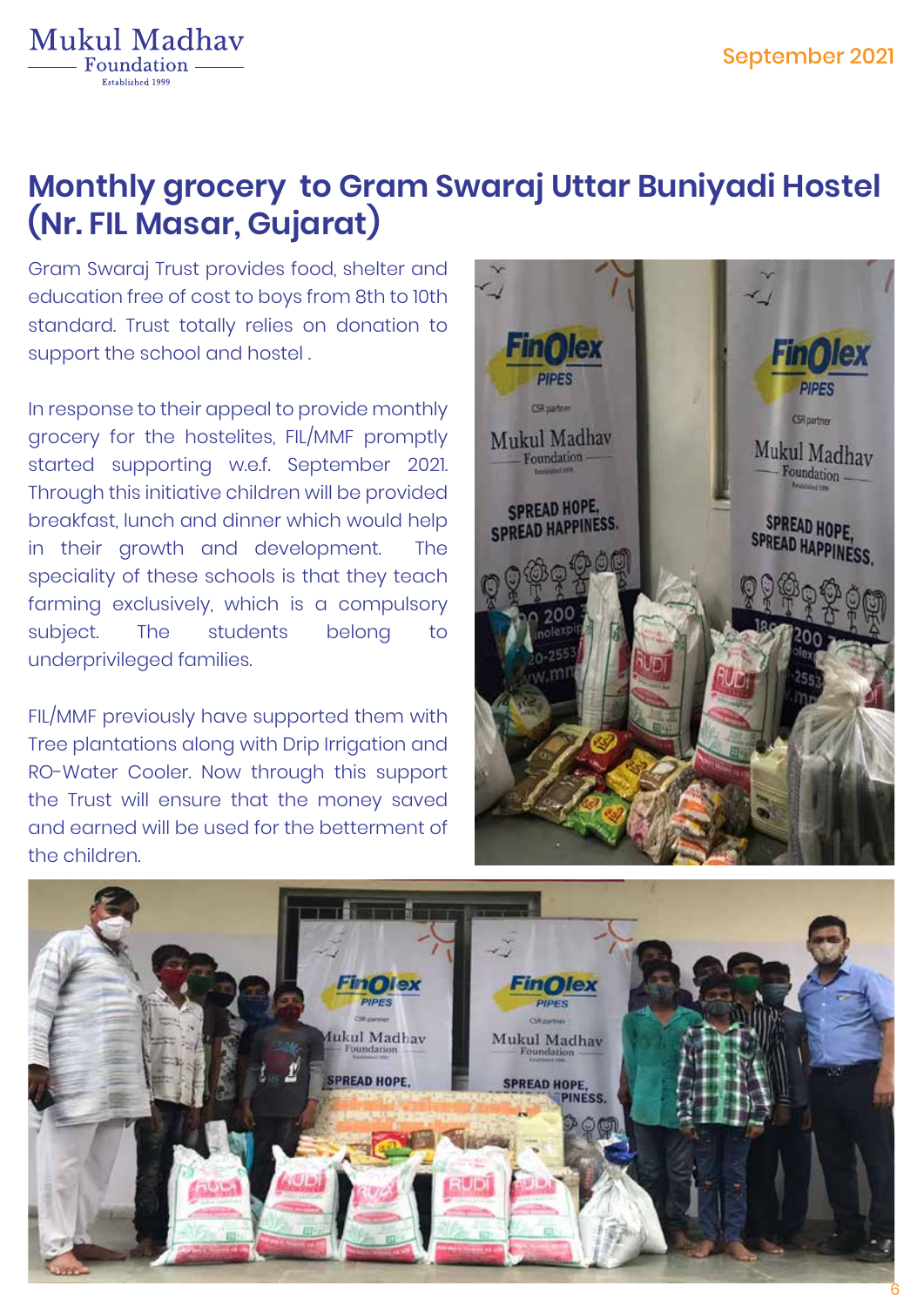# Monthly grocery to Gram Swaraj Uttar Buniyadi Hostel (Nr. FIL Masar, Gujarat)

Gram Swaraj Trust provides food, shelter and education free of cost to boys from 8th to 10th standard. Trust totally relies on donation to support the school and hostel .

In response to their appeal to provide monthly grocery for the hostelites, FIL/MMF promptly started supporting w.e.f. September 2021. Through this initiative children will be provided breakfast, lunch and dinner which would help in their growth and development. The speciality of these schools is that they teach farming exclusively, which is a compulsory subject. The students belong to underprivileged families.

FIL/MMF previously have supported them with Tree plantations along with Drip Irrigation and RO-Water Cooler. Now through this support the Trust will ensure that the money saved and earned will be used for the betterment of the children.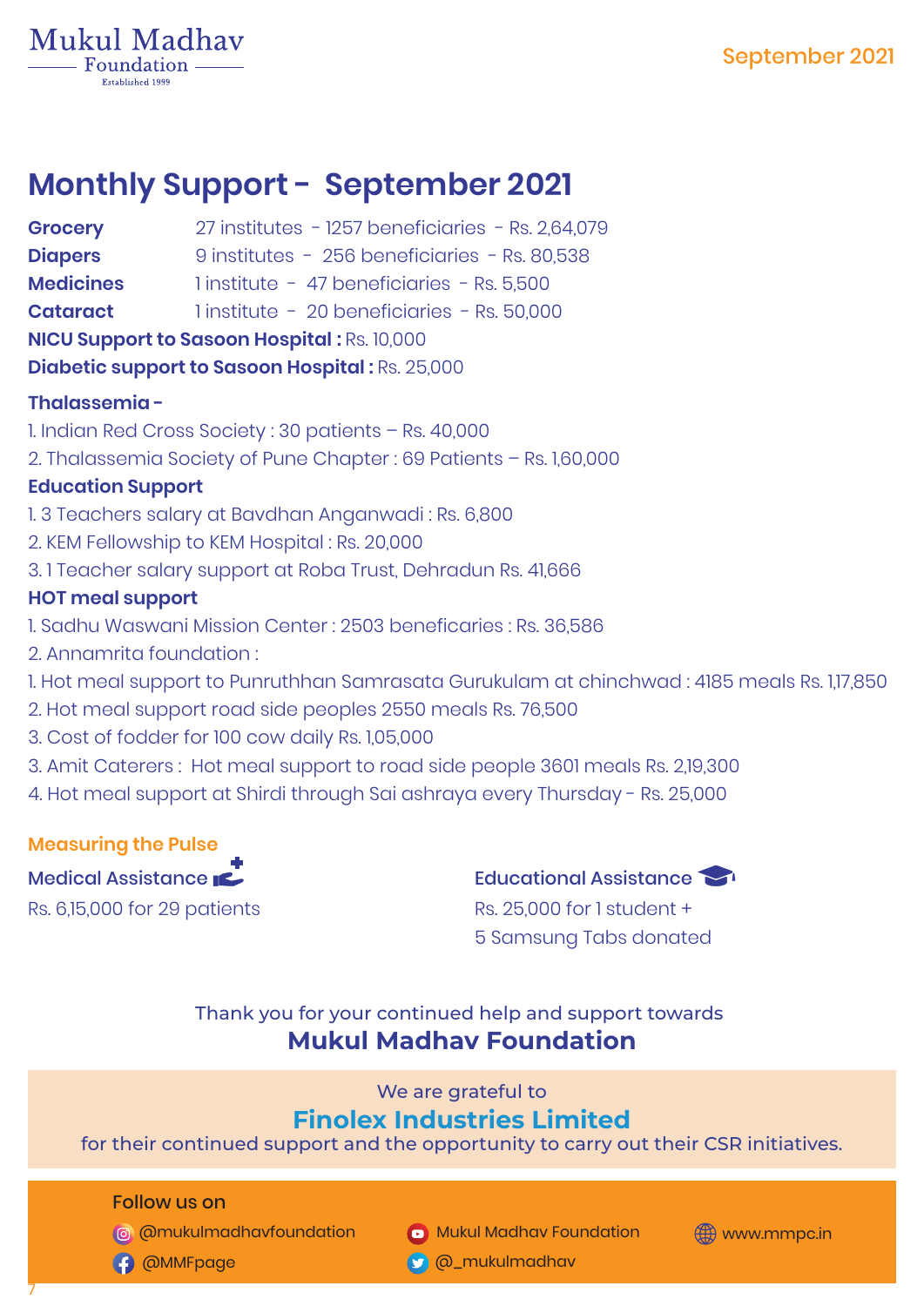Mukul Madhav Foundation
Established 1999

September 2021

# Monthly Support - September 2021

**Grocery** 27 institutes - 1257 beneficiaries - Rs. 2,64,079
**Diapers** 9 institutes - 256 beneficiaries - Rs. 80,538
**Medicines** 1 institute - 47 beneficiaries - Rs. 5,500
**Cataract** 1 institute - 20 beneficiaries - Rs. 50,000
**NICU Support to Sasoon Hospital :** Rs. 10,000
**Diabetic support to Sasoon Hospital :** Rs. 25,000

### Thalassemia -

1. Indian Red Cross Society : 30 patients – Rs. 40,000
2. Thalassemia Society of Pune Chapter : 69 Patients – Rs. 1,60,000

### Education Support

1. 3 Teachers salary at Bavdhan Anganwadi : Rs. 6,800
2. KEM Fellowship to KEM Hospital : Rs. 20,000
3. 1 Teacher salary support at Roba Trust, Dehradun Rs. 41,666

### HOT meal support

1. Sadhu Waswani Mission Center : 2503 beneficaries : Rs. 36,586
2. Annamrita foundation :
   1. Hot meal support to Punruthhan Samrasata Gurukulam at chinchwad : 4185 meals Rs. 1,17,850
   2. Hot meal support road side peoples 2550 meals Rs. 76,500
   3. Cost of fodder for 100 cow daily Rs. 1,05,000
3. Amit Caterers : Hot meal support to road side people 3601 meals Rs. 2,19,300
4. Hot meal support at Shirdi through Sai ashraya every Thursday - Rs. 25,000

## Measuring the Pulse

**Medical Assistance**
Rs. 6,15,000 for 29 patients

**Educational Assistance**
Rs. 25,000 for 1 student +
5 Samsung Tabs donated

Thank you for your continued help and support towards
**Mukul Madhav Foundation**

We are grateful to
**Finolex Industries Limited**
for their continued support and the opportunity to carry out their CSR initiatives.

Follow us on
@mukulmadhavfoundation
@MMFpage
Mukul Madhav Foundation
@_mukulmadhav
www.mmpc.in